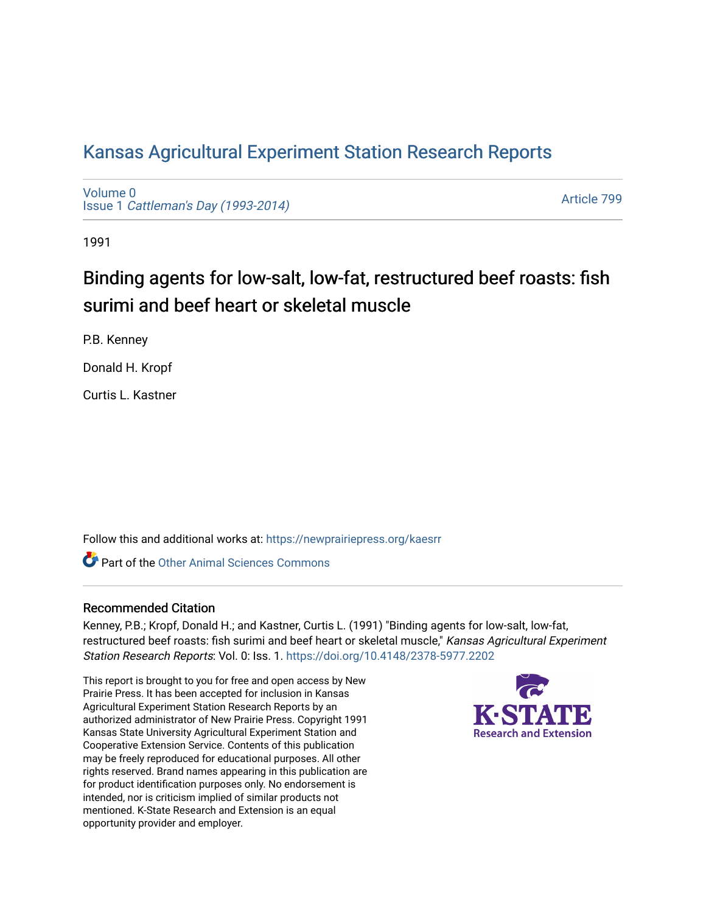# Kansas Agricultural Experiment Station Research Reports

Volume 0
Issue 1 *Cattleman's Day (1993-2014)*

Article 799

1991

## Binding agents for low-salt, low-fat, restructured beef roasts: fish surimi and beef heart or skeletal muscle

P.B. Kenney

Donald H. Kropf

Curtis L. Kastner

Follow this and additional works at: https://newprairiepress.org/kaesrr

Part of the Other Animal Sciences Commons

### Recommended Citation

Kenney, P.B.; Kropf, Donald H.; and Kastner, Curtis L. (1991) "Binding agents for low-salt, low-fat, restructured beef roasts: fish surimi and beef heart or skeletal muscle," *Kansas Agricultural Experiment Station Research Reports*: Vol. 0: Iss. 1. https://doi.org/10.4148/2378-5977.2202

This report is brought to you for free and open access by New Prairie Press. It has been accepted for inclusion in Kansas Agricultural Experiment Station Research Reports by an authorized administrator of New Prairie Press. Copyright 1991 Kansas State University Agricultural Experiment Station and Cooperative Extension Service. Contents of this publication may be freely reproduced for educational purposes. All other rights reserved. Brand names appearing in this publication are for product identification purposes only. No endorsement is intended, nor is criticism implied of similar products not mentioned. K-State Research and Extension is an equal opportunity provider and employer.

K-STATE Research and Extension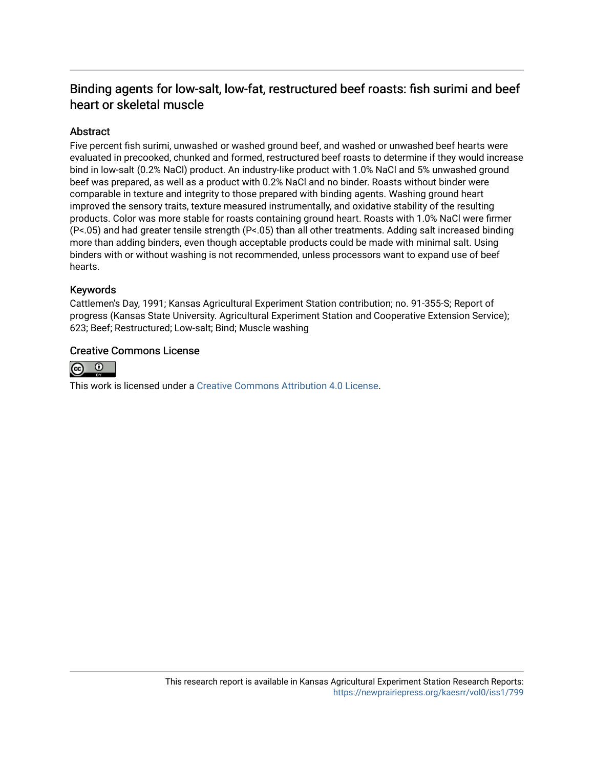# Binding agents for low-salt, low-fat, restructured beef roasts: fish surimi and beef heart or skeletal muscle

## Abstract

Five percent fish surimi, unwashed or washed ground beef, and washed or unwashed beef hearts were evaluated in precooked, chunked and formed, restructured beef roasts to determine if they would increase bind in low-salt (0.2% NaCl) product. An industry-like product with 1.0% NaCl and 5% unwashed ground beef was prepared, as well as a product with 0.2% NaCl and no binder. Roasts without binder were comparable in texture and integrity to those prepared with binding agents. Washing ground heart improved the sensory traits, texture measured instrumentally, and oxidative stability of the resulting products. Color was more stable for roasts containing ground heart. Roasts with 1.0% NaCl were firmer (P<.05) and had greater tensile strength (P<.05) than all other treatments. Adding salt increased binding more than adding binders, even though acceptable products could be made with minimal salt. Using binders with or without washing is not recommended, unless processors want to expand use of beef hearts.

## Keywords

Cattlemen's Day, 1991; Kansas Agricultural Experiment Station contribution; no. 91-355-S; Report of progress (Kansas State University. Agricultural Experiment Station and Cooperative Extension Service); 623; Beef; Restructured; Low-salt; Bind; Muscle washing

## Creative Commons License

This work is licensed under a Creative Commons Attribution 4.0 License.

This research report is available in Kansas Agricultural Experiment Station Research Reports: https://newprairiepress.org/kaesrr/vol0/iss1/799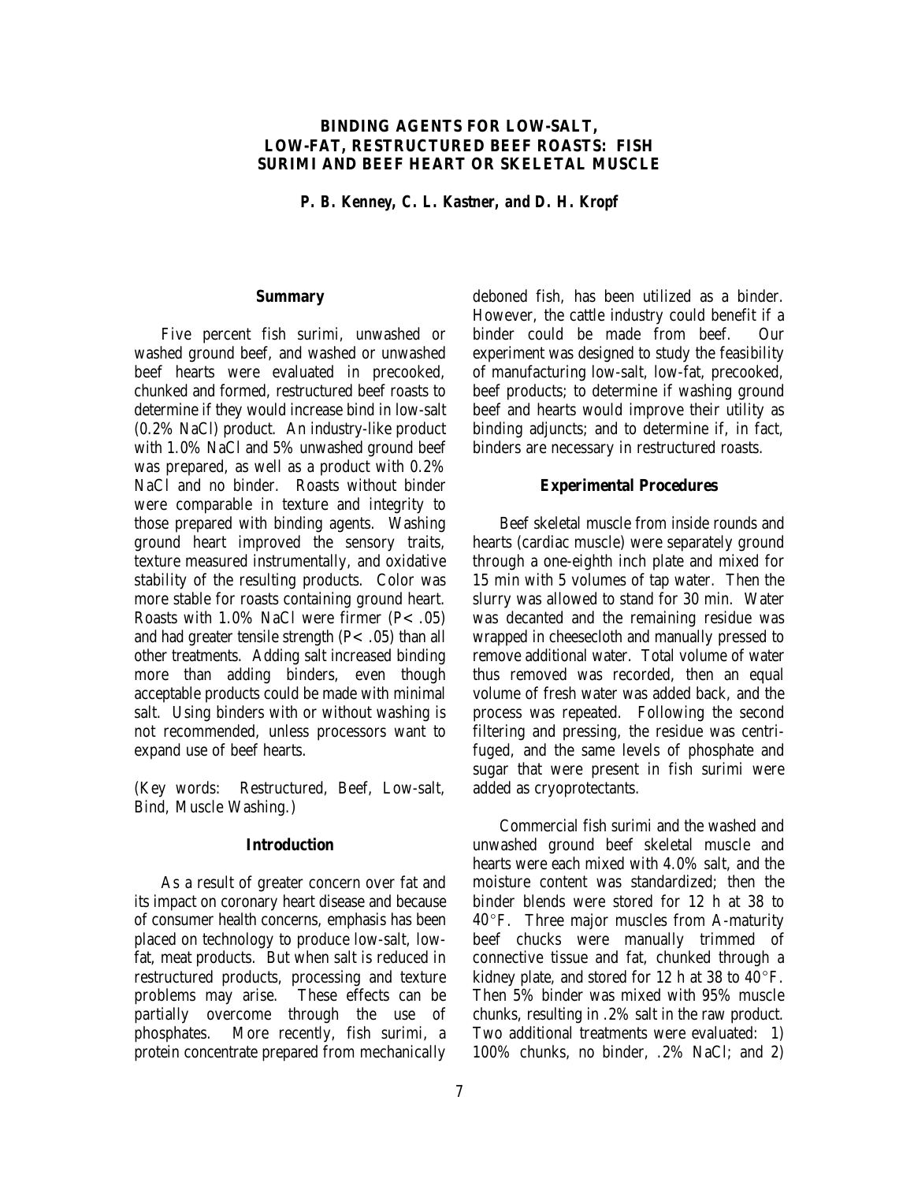# BINDING AGENTS FOR LOW-SALT, LOW-FAT, RESTRUCTURED BEEF ROASTS: FISH SURIMI AND BEEF HEART OR SKELETAL MUSCLE

*P. B. Kenney, C. L. Kastner, and D. H. Kropf*

## Summary

Five percent fish surimi, unwashed or washed ground beef, and washed or unwashed beef hearts were evaluated in precooked, chunked and formed, restructured beef roasts to determine if they would increase bind in low-salt (0.2% NaCl) product. An industry-like product with 1.0% NaCl and 5% unwashed ground beef was prepared, as well as a product with 0.2% NaCl and no binder. Roasts without binder were comparable in texture and integrity to those prepared with binding agents. Washing ground heart improved the sensory traits, texture measured instrumentally, and oxidative stability of the resulting products. Color was more stable for roasts containing ground heart. Roasts with 1.0% NaCl were firmer ($P < .05$) and had greater tensile strength ($P < .05$) than all other treatments. Adding salt increased binding more than adding binders, even though acceptable products could be made with minimal salt. Using binders with or without washing is not recommended, unless processors want to expand use of beef hearts.

(Key words: Restructured, Beef, Low-salt, Bind, Muscle Washing.)

## Introduction

As a result of greater concern over fat and its impact on coronary heart disease and because of consumer health concerns, emphasis has been placed on technology to produce low-salt, low-fat, meat products. But when salt is reduced in restructured products, processing and texture problems may arise. These effects can be partially overcome through the use of phosphates. More recently, fish surimi, a protein concentrate prepared from mechanically deboned fish, has been utilized as a binder. However, the cattle industry could benefit if a binder could be made from beef. Our experiment was designed to study the feasibility of manufacturing low-salt, low-fat, precooked, beef products; to determine if washing ground beef and hearts would improve their utility as binding adjuncts; and to determine if, in fact, binders are necessary in restructured roasts.

## Experimental Procedures

Beef skeletal muscle from inside rounds and hearts (cardiac muscle) were separately ground through a one-eighth inch plate and mixed for 15 min with 5 volumes of tap water. Then the slurry was allowed to stand for 30 min. Water was decanted and the remaining residue was wrapped in cheesecloth and manually pressed to remove additional water. Total volume of water thus removed was recorded, then an equal volume of fresh water was added back, and the process was repeated. Following the second filtering and pressing, the residue was centrifuged, and the same levels of phosphate and sugar that were present in fish surimi were added as cryoprotectants.

Commercial fish surimi and the washed and unwashed ground beef skeletal muscle and hearts were each mixed with 4.0% salt, and the moisture content was standardized; then the binder blends were stored for 12 h at 38 to 40°F. Three major muscles from A-maturity beef chucks were manually trimmed of connective tissue and fat, chunked through a kidney plate, and stored for 12 h at 38 to 40°F. Then 5% binder was mixed with 95% muscle chunks, resulting in .2% salt in the raw product. Two additional treatments were evaluated: 1) 100% chunks, no binder, .2% NaCl; and 2)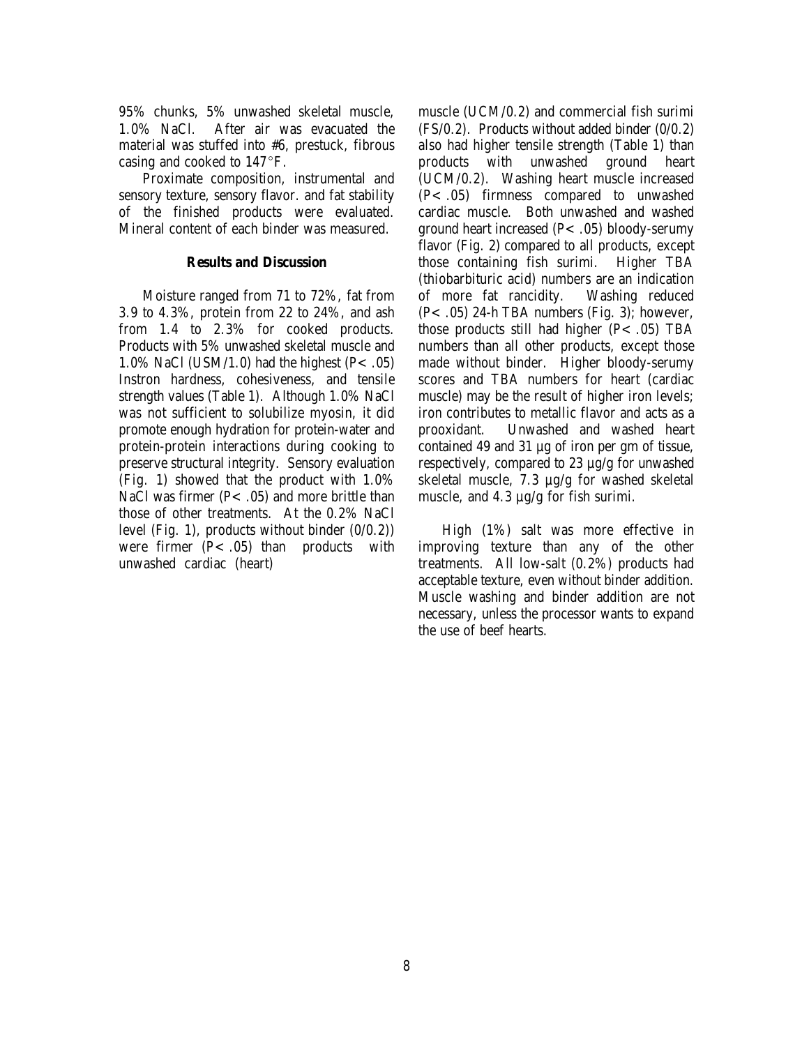95% chunks, 5% unwashed skeletal muscle, 1.0% NaCl. After air was evacuated the material was stuffed into #6, prestuck, fibrous casing and cooked to 147°F.

Proximate composition, instrumental and sensory texture, sensory flavor. and fat stability of the finished products were evaluated. Mineral content of each binder was measured.

## Results and Discussion

Moisture ranged from 71 to 72%, fat from 3.9 to 4.3%, protein from 22 to 24%, and ash from 1.4 to 2.3% for cooked products. Products with 5% unwashed skeletal muscle and 1.0% NaCl (USM/1.0) had the highest ($P < .05$) Instron hardness, cohesiveness, and tensile strength values (Table 1). Although 1.0% NaCl was not sufficient to solubilize myosin, it did promote enough hydration for protein-water and protein-protein interactions during cooking to preserve structural integrity. Sensory evaluation (Fig. 1) showed that the product with 1.0% NaCl was firmer ($P < .05$) and more brittle than those of other treatments. At the 0.2% NaCl level (Fig. 1), products without binder (0/0.2)) were firmer ($P < .05$) than products with unwashed cardiac (heart) muscle (UCM/0.2) and commercial fish surimi (FS/0.2). Products without added binder (0/0.2) also had higher tensile strength (Table 1) than products with unwashed ground heart (UCM/0.2). Washing heart muscle increased ($P < .05$) firmness compared to unwashed cardiac muscle. Both unwashed and washed ground heart increased ($P < .05$) bloody-serumy flavor (Fig. 2) compared to all products, except those containing fish surimi. Higher TBA (thiobarbituric acid) numbers are an indication of more fat rancidity. Washing reduced ($P < .05$) 24-h TBA numbers (Fig. 3); however, those products still had higher ($P < .05$) TBA numbers than all other products, except those made without binder. Higher bloody-serumy scores and TBA numbers for heart (cardiac muscle) may be the result of higher iron levels; iron contributes to metallic flavor and acts as a prooxidant. Unwashed and washed heart contained 49 and 31 µg of iron per gm of tissue, respectively, compared to 23 µg/g for unwashed skeletal muscle, 7.3 µg/g for washed skeletal muscle, and 4.3 µg/g for fish surimi.

High (1%) salt was more effective in improving texture than any of the other treatments. All low-salt (0.2%) products had acceptable texture, even without binder addition. Muscle washing and binder addition are not necessary, unless the processor wants to expand the use of beef hearts.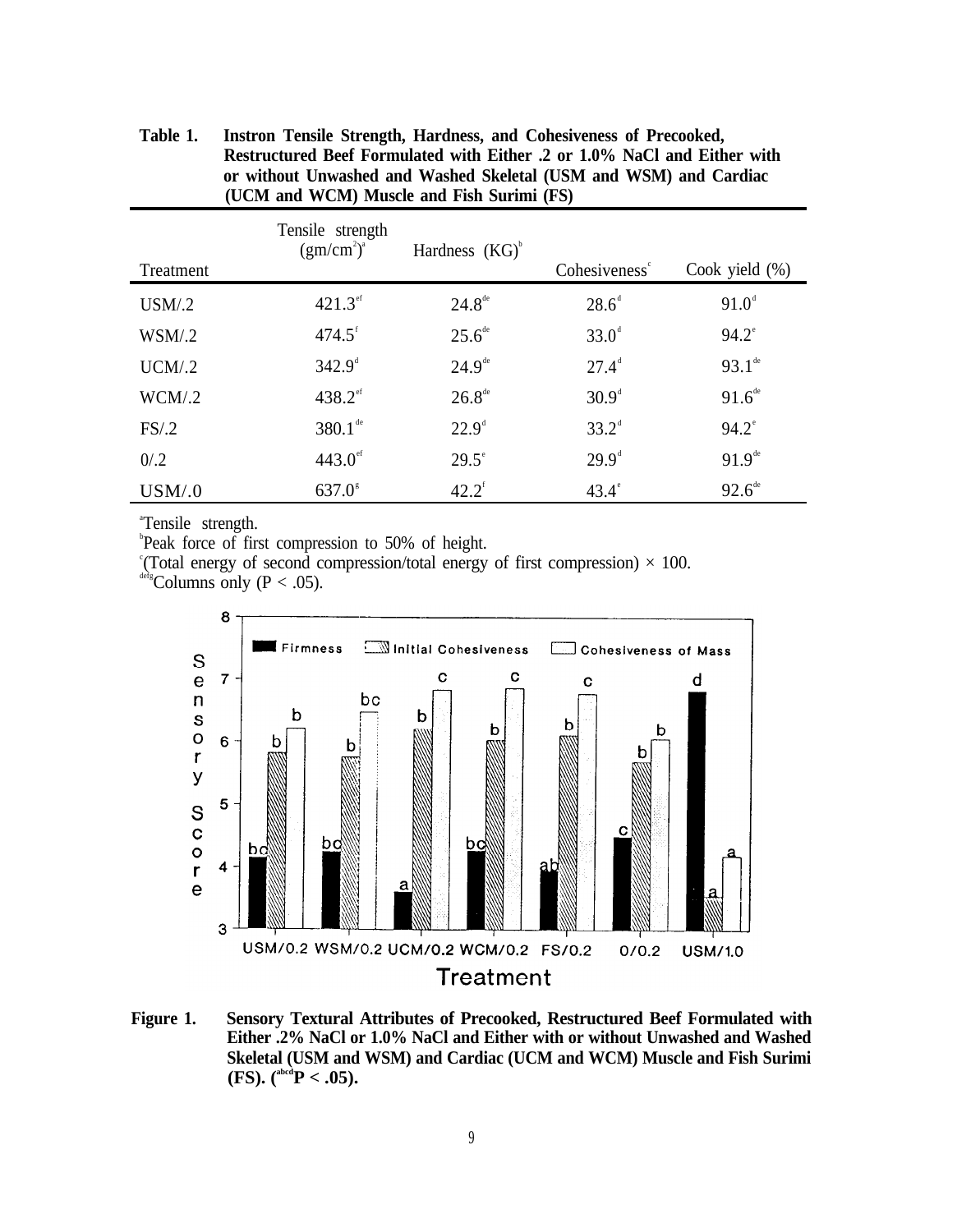**Table 1. Instron Tensile Strength, Hardness, and Cohesiveness of Precooked, Restructured Beef Formulated with Either .2 or 1.0% NaCl and Either with or without Unwashed and Washed Skeletal (USM and WSM) and Cardiac (UCM and WCM) Muscle and Fish Surimi (FS)**

| Treatment | Tensile strength (gm/$cm^2$)[a] | Hardness (KG)[b] | Cohesiveness[c] | Cook yield (%) |
|---|---|---|---|---|
| USM/.2 | $421.3^{ef}$ | $24.8^{de}$ | $28.6^{d}$ | $91.0^{d}$ |
| WSM/.2 | $474.5^{f}$ | $25.6^{de}$ | $33.0^{d}$ | $94.2^{e}$ |
| UCM/.2 | $342.9^{d}$ | $24.9^{de}$ | $27.4^{d}$ | $93.1^{de}$ |
| WCM/.2 | $438.2^{ef}$ | $26.8^{de}$ | $30.9^{d}$ | $91.6^{de}$ |
| FS/.2 | $380.1^{de}$ | $22.9^{d}$ | $33.2^{d}$ | $94.2^{e}$ |
| 0/.2 | $443.0^{ef}$ | $29.5^{e}$ | $29.9^{d}$ | $91.9^{de}$ |
| USM/.0 | $637.0^{g}$ | $42.2^{f}$ | $43.4^{e}$ | $92.6^{de}$ |

[a]Tensile strength.
[b]Peak force of first compression to 50% of height.
[c](Total energy of second compression/total energy of first compression) × 100.
[defg]Columns only ($P < .05$).

**Figure 1. Sensory Textural Attributes of Precooked, Restructured Beef Formulated with Either .2% NaCl or 1.0% NaCl and Either with or without Unwashed and Washed Skeletal (USM and WSM) and Cardiac (UCM and WCM) Muscle and Fish Surimi (FS). ([abcd]$P < .05$).**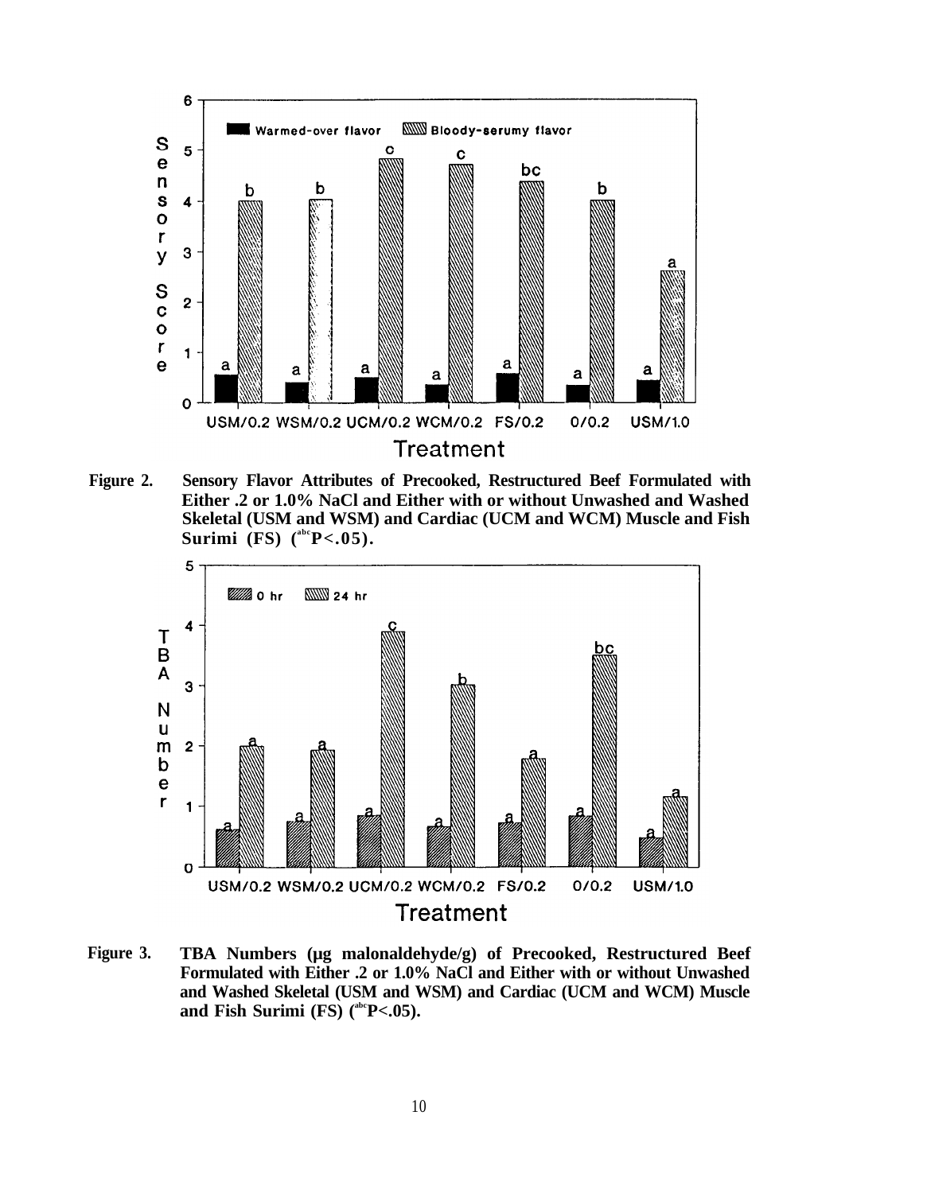Sensory Score

6
5
4
3
2
1
0

Warmed-over flavor
Bloody-serumy flavor

b b c c bc b a

a a a a a a a

USM/0.2 WSM/0.2 UCM/0.2 WCM/0.2 FS/0.2 0/0.2 USM/1.0

Treatment

**Figure 2.** **Sensory Flavor Attributes of Precooked, Restructured Beef Formulated with Either .2 or 1.0% NaCl and Either with or without Unwashed and Washed Skeletal (USM and WSM) and Cardiac (UCM and WCM) Muscle and Fish Surimi (FS) ([abc]$P<.05$).**

TBA Number

5
4
3
2
1
0

0 hr
24 hr

a a c b a bc a

a a a a a a a

USM/0.2 WSM/0.2 UCM/0.2 WCM/0.2 FS/0.2 0/0.2 USM/1.0

Treatment

**Figure 3.** **TBA Numbers (µg malonaldehyde/g) of Precooked, Restructured Beef Formulated with Either .2 or 1.0% NaCl and Either with or without Unwashed and Washed Skeletal (USM and WSM) and Cardiac (UCM and WCM) Muscle and Fish Surimi (FS) ([abc]$P<.05$).**